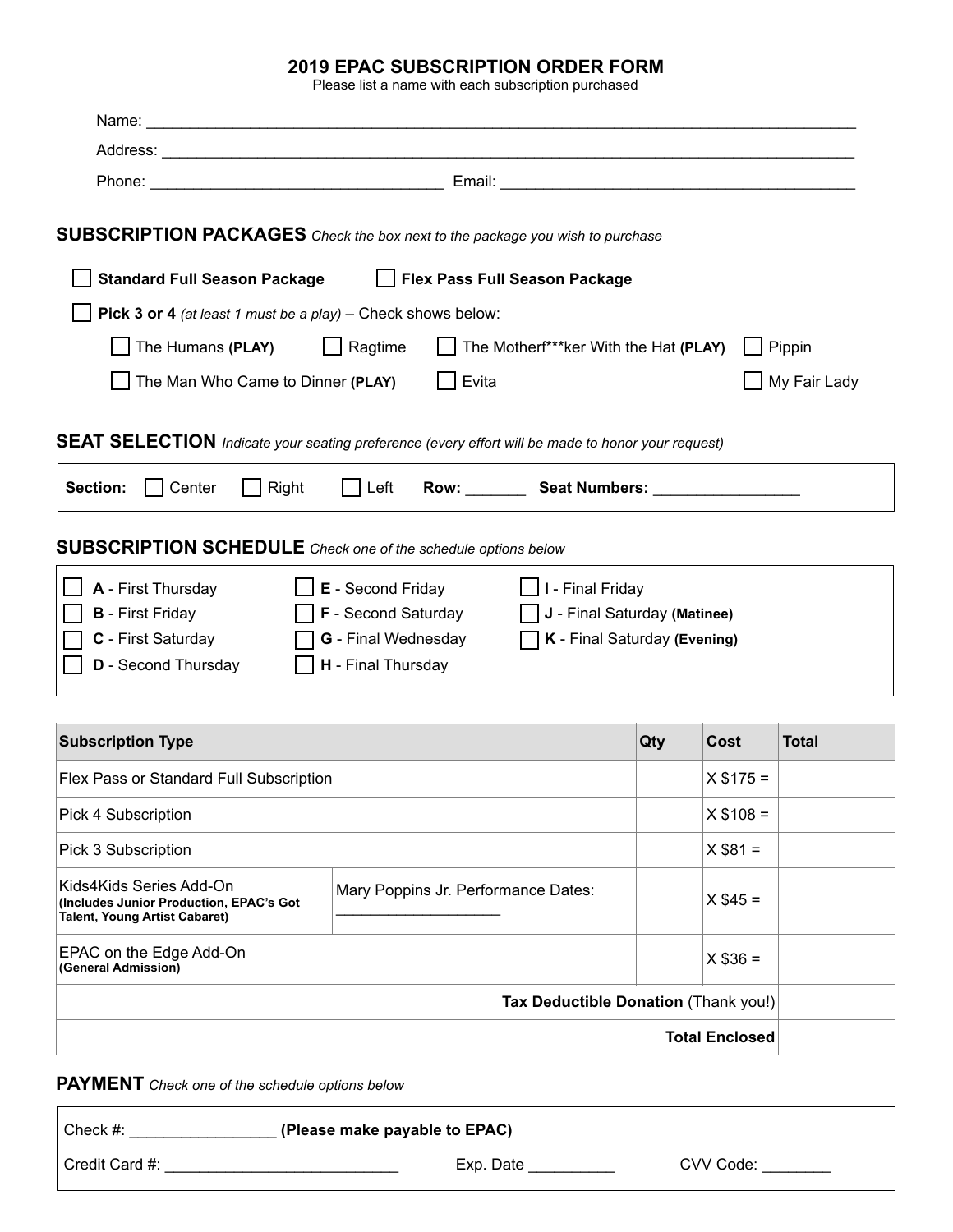# 2019 EPAC SUBSCRIPTION ORDER FORM

Please list a name with each subscription purchased

Name: ______________________________________________________________________________

Address: ____________________________________________________________________________

Phone: _________________________________ Email: ________________________________________

## SUBSCRIPTION PACKAGES *Check the box next to the package you wish to purchase*

☐ **Standard Full Season Package** ☐ **Flex Pass Full Season Package**

☐ **Pick 3 or 4** *(at least 1 must be a play)* – Check shows below:

- ☐ The Humans **(PLAY)**
- ☐ Ragtime
- ☐ The Motherf***ker With the Hat **(PLAY)**
- ☐ Pippin
- ☐ The Man Who Came to Dinner **(PLAY)**
- ☐ Evita
- ☐ My Fair Lady

## SEAT SELECTION *Indicate your seating preference (every effort will be made to honor your request)*

**Section:** ☐ Center ☐ Right ☐ Left **Row:** _______ **Seat Numbers:** ________________

## SUBSCRIPTION SCHEDULE *Check one of the schedule options below*

- ☐ **A** - First Thursday
- ☐ **B** - First Friday
- ☐ **C** - First Saturday
- ☐ **D** - Second Thursday
- ☐ **E** - Second Friday
- ☐ **F** - Second Saturday
- ☐ **G** - Final Wednesday
- ☐ **H** - Final Thursday
- ☐ **I** - Final Friday
- ☐ **J** - Final Saturday **(Matinee)**
- ☐ **K** - Final Saturday **(Evening)**

| Subscription Type | | Qty | Cost | Total |
|---|---|---|---|---|
| Flex Pass or Standard Full Subscription | | | X $175 = | |
| Pick 4 Subscription | | | X $108 = | |
| Pick 3 Subscription | | | X $81 = | |
| Kids4Kids Series Add-On **(Includes Junior Production, EPAC's Got Talent, Young Artist Cabaret)** | Mary Poppins Jr. Performance Dates: ___________________ | | X $45 = | |
| EPAC on the Edge Add-On **(General Admission)** | | | X $36 = | |
| | | | **Tax Deductible Donation** (Thank you!) | |
| | | | **Total Enclosed** | |

## PAYMENT *Check one of the schedule options below*

Check #: ________________ **(Please make payable to EPAC)**

Credit Card #: ___________________________ Exp. Date __________ CVV Code: ________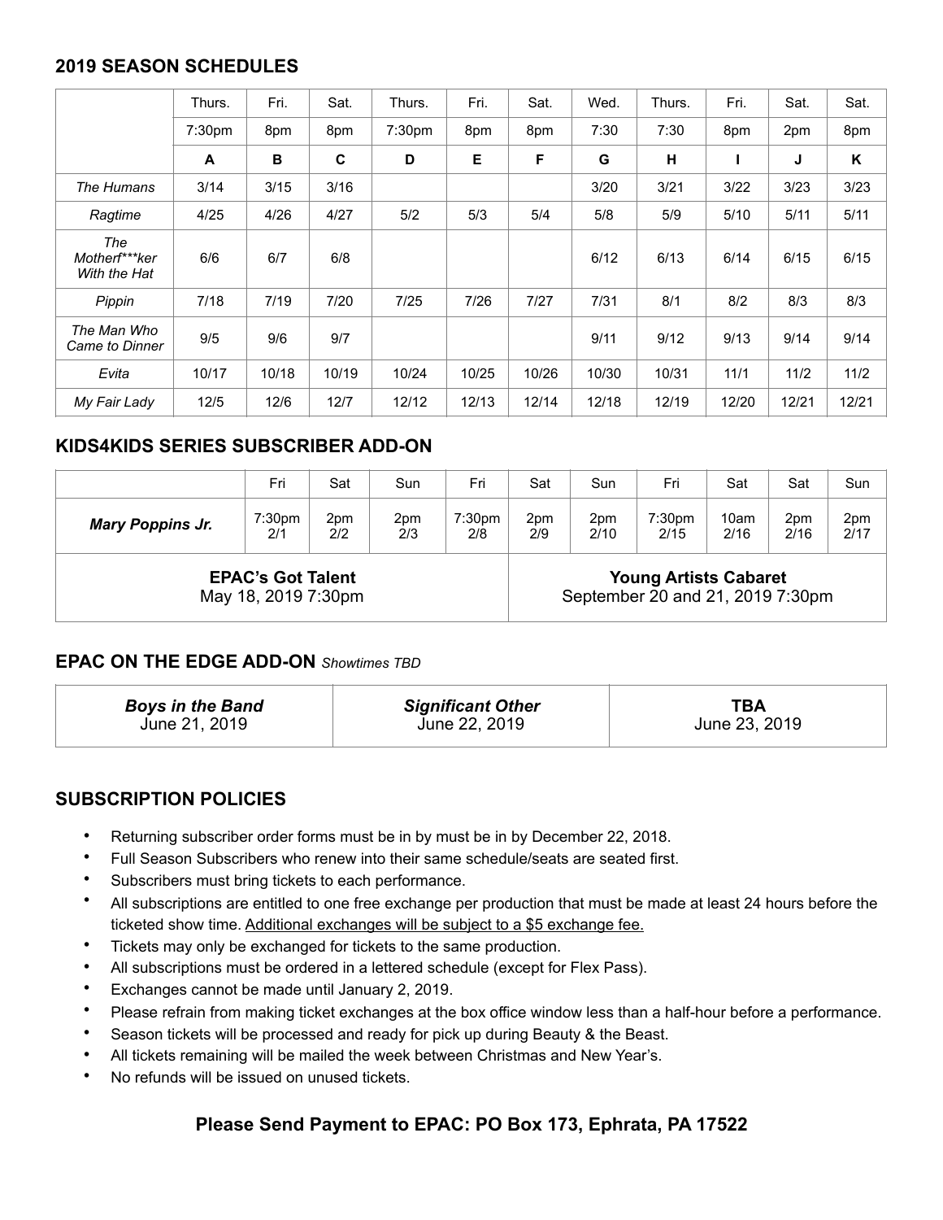## 2019 SEASON SCHEDULES

| | Thurs. | Fri. | Sat. | Thurs. | Fri. | Sat. | Wed. | Thurs. | Fri. | Sat. | Sat. |
|---|---|---|---|---|---|---|---|---|---|---|---|
| | 7:30pm | 8pm | 8pm | 7:30pm | 8pm | 8pm | 7:30 | 7:30 | 8pm | 2pm | 8pm |
| | **A** | **B** | **C** | **D** | **E** | **F** | **G** | **H** | **I** | **J** | **K** |
| *The Humans* | 3/14 | 3/15 | 3/16 | | | | 3/20 | 3/21 | 3/22 | 3/23 | 3/23 |
| *Ragtime* | 4/25 | 4/26 | 4/27 | 5/2 | 5/3 | 5/4 | 5/8 | 5/9 | 5/10 | 5/11 | 5/11 |
| *The Motherf***ker With the Hat* | 6/6 | 6/7 | 6/8 | | | | 6/12 | 6/13 | 6/14 | 6/15 | 6/15 |
| *Pippin* | 7/18 | 7/19 | 7/20 | 7/25 | 7/26 | 7/27 | 7/31 | 8/1 | 8/2 | 8/3 | 8/3 |
| *The Man Who Came to Dinner* | 9/5 | 9/6 | 9/7 | | | | 9/11 | 9/12 | 9/13 | 9/14 | 9/14 |
| *Evita* | 10/17 | 10/18 | 10/19 | 10/24 | 10/25 | 10/26 | 10/30 | 10/31 | 11/1 | 11/2 | 11/2 |
| *My Fair Lady* | 12/5 | 12/6 | 12/7 | 12/12 | 12/13 | 12/14 | 12/18 | 12/19 | 12/20 | 12/21 | 12/21 |

## KIDS4KIDS SERIES SUBSCRIBER ADD-ON

| | Fri | Sat | Sun | Fri | Sat | Sun | Fri | Sat | Sat | Sun |
|---|---|---|---|---|---|---|---|---|---|---|
| ***Mary Poppins Jr.*** | 7:30pm 2/1 | 2pm 2/2 | 2pm 2/3 | 7:30pm 2/8 | 2pm 2/9 | 2pm 2/10 | 7:30pm 2/15 | 10am 2/16 | 2pm 2/16 | 2pm 2/17 |

| | |
|---|---|
| **EPAC's Got Talent**<br>May 18, 2019 7:30pm | **Young Artists Cabaret**<br>September 20 and 21, 2019 7:30pm |

## EPAC ON THE EDGE ADD-ON *Showtimes TBD*

| | | |
|---|---|---|
| ***Boys in the Band***<br>June 21, 2019 | ***Significant Other***<br>June 22, 2019 | **TBA**<br>June 23, 2019 |

## SUBSCRIPTION POLICIES

- Returning subscriber order forms must be in by must be in by December 22, 2018.
- Full Season Subscribers who renew into their same schedule/seats are seated first.
- Subscribers must bring tickets to each performance.
- All subscriptions are entitled to one free exchange per production that must be made at least 24 hours before the ticketed show time. Additional exchanges will be subject to a $5 exchange fee.
- Tickets may only be exchanged for tickets to the same production.
- All subscriptions must be ordered in a lettered schedule (except for Flex Pass).
- Exchanges cannot be made until January 2, 2019.
- Please refrain from making ticket exchanges at the box office window less than a half-hour before a performance.
- Season tickets will be processed and ready for pick up during Beauty & the Beast.
- All tickets remaining will be mailed the week between Christmas and New Year's.
- No refunds will be issued on unused tickets.

**Please Send Payment to EPAC: PO Box 173, Ephrata, PA 17522**